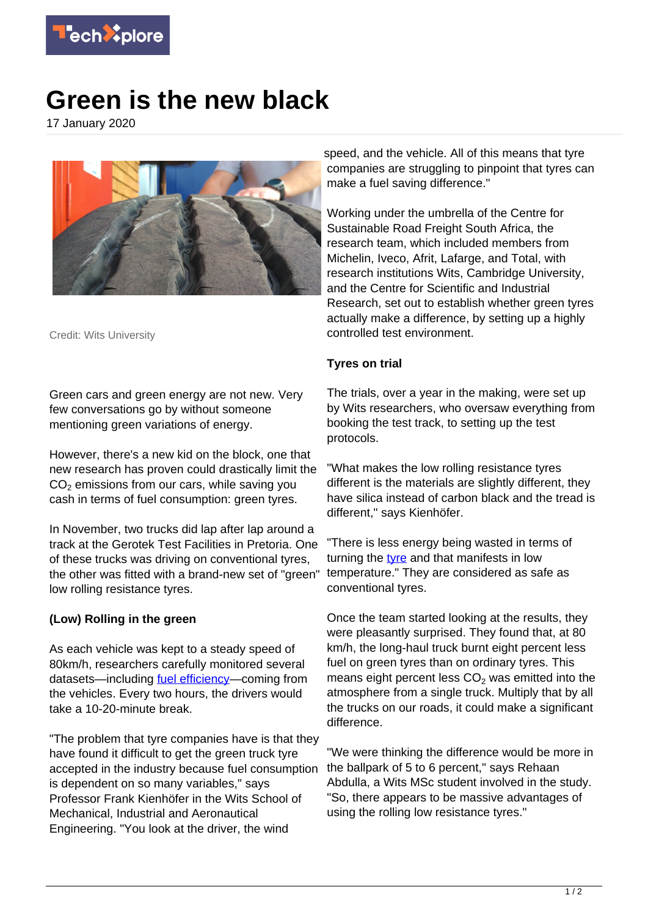# Green is the new black

17 January 2020

Credit: Wits University

Green cars and green energy are not new. Very few conversations go by without someone mentioning green variations of energy.

However, there's a new kid on the block, one that new research has proven could drastically limit the $CO_2$ emissions from our cars, while saving you cash in terms of fuel consumption: green tyres.

In November, two trucks did lap after lap around a track at the Gerotek Test Facilities in Pretoria. One of these trucks was driving on conventional tyres, the other was fitted with a brand-new set of "green" low rolling resistance tyres.

**(Low) Rolling in the green**

As each vehicle was kept to a steady speed of 80km/h, researchers carefully monitored several datasets—including fuel efficiency—coming from the vehicles. Every two hours, the drivers would take a 10-20-minute break.

"The problem that tyre companies have is that they have found it difficult to get the green truck tyre accepted in the industry because fuel consumption is dependent on so many variables," says Professor Frank Kienhöfer in the Wits School of Mechanical, Industrial and Aeronautical Engineering. "You look at the driver, the wind speed, and the vehicle. All of this means that tyre companies are struggling to pinpoint that tyres can make a fuel saving difference."

Working under the umbrella of the Centre for Sustainable Road Freight South Africa, the research team, which included members from Michelin, Iveco, Afrit, Lafarge, and Total, with research institutions Wits, Cambridge University, and the Centre for Scientific and Industrial Research, set out to establish whether green tyres actually make a difference, by setting up a highly controlled test environment.

**Tyres on trial**

The trials, over a year in the making, were set up by Wits researchers, who oversaw everything from booking the test track, to setting up the test protocols.

"What makes the low rolling resistance tyres different is the materials are slightly different, they have silica instead of carbon black and the tread is different," says Kienhöfer.

"There is less energy being wasted in terms of turning the tyre and that manifests in low temperature." They are considered as safe as conventional tyres.

Once the team started looking at the results, they were pleasantly surprised. They found that, at 80 km/h, the long-haul truck burnt eight percent less fuel on green tyres than on ordinary tyres. This means eight percent less $CO_2$ was emitted into the atmosphere from a single truck. Multiply that by all the trucks on our roads, it could make a significant difference.

"We were thinking the difference would be more in the ballpark of 5 to 6 percent," says Rehaan Abdulla, a Wits MSc student involved in the study. "So, there appears to be massive advantages of using the rolling low resistance tyres."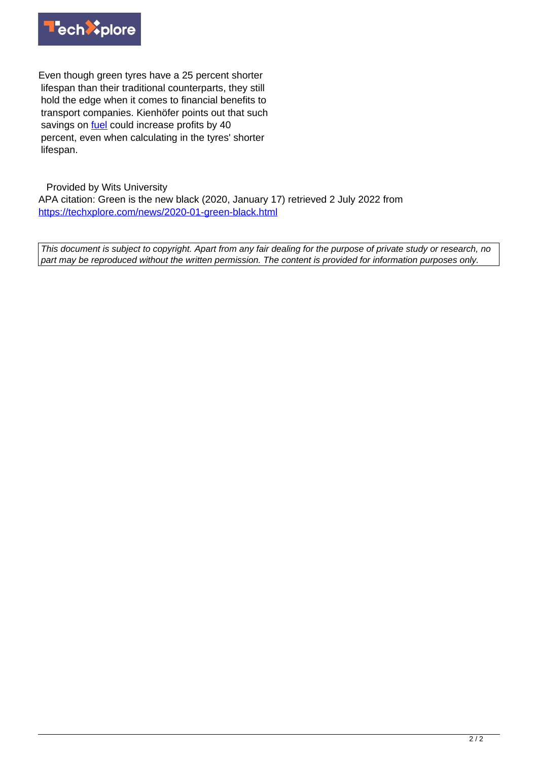Even though green tyres have a 25 percent shorter lifespan than their traditional counterparts, they still hold the edge when it comes to financial benefits to transport companies. Kienhöfer points out that such savings on fuel could increase profits by 40 percent, even when calculating in the tyres' shorter lifespan.

Provided by Wits University

APA citation: Green is the new black (2020, January 17) retrieved 2 July 2022 from https://techxplore.com/news/2020-01-green-black.html

*This document is subject to copyright. Apart from any fair dealing for the purpose of private study or research, no part may be reproduced without the written permission. The content is provided for information purposes only.*